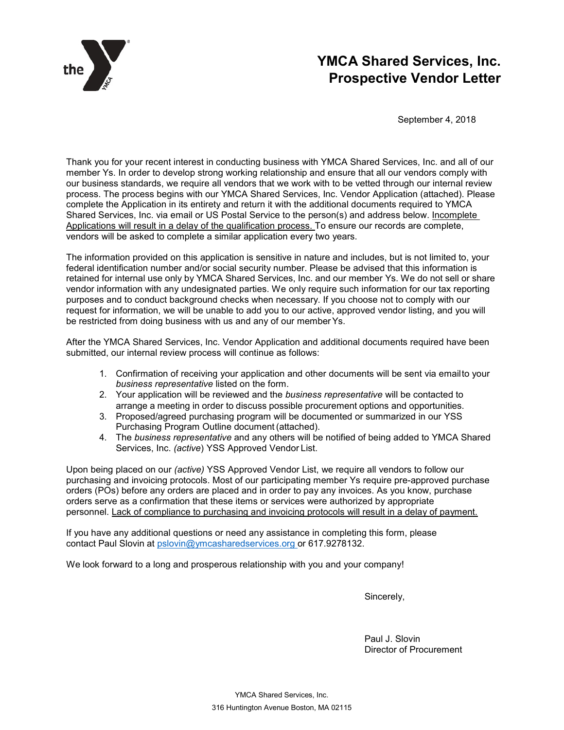# YMCA Shared Services, Inc.
# Prospective Vendor Letter

September 4, 2018

Thank you for your recent interest in conducting business with YMCA Shared Services, Inc. and all of our member Ys. In order to develop strong working relationship and ensure that all our vendors comply with our business standards, we require all vendors that we work with to be vetted through our internal review process. The process begins with our YMCA Shared Services, Inc. Vendor Application (attached). Please complete the Application in its entirety and return it with the additional documents required to YMCA Shared Services, Inc. via email or US Postal Service to the person(s) and address below. <u>Incomplete Applications will result in a delay of the qualification process.</u> To ensure our records are complete, vendors will be asked to complete a similar application every two years.

The information provided on this application is sensitive in nature and includes, but is not limited to, your federal identification number and/or social security number. Please be advised that this information is retained for internal use only by YMCA Shared Services, Inc. and our member Ys. We do not sell or share vendor information with any undesignated parties. We only require such information for our tax reporting purposes and to conduct background checks when necessary. If you choose not to comply with our request for information, we will be unable to add you to our active, approved vendor listing, and you will be restricted from doing business with us and any of our member Ys.

After the YMCA Shared Services, Inc. Vendor Application and additional documents required have been submitted, our internal review process will continue as follows:

1. Confirmation of receiving your application and other documents will be sent via email to your *business representative* listed on the form.
2. Your application will be reviewed and the *business representative* will be contacted to arrange a meeting in order to discuss possible procurement options and opportunities.
3. Proposed/agreed purchasing program will be documented or summarized in our YSS Purchasing Program Outline document (attached).
4. The *business representative* and any others will be notified of being added to YMCA Shared Services, Inc. *(active*) YSS Approved Vendor List.

Upon being placed on our *(active)* YSS Approved Vendor List, we require all vendors to follow our purchasing and invoicing protocols. Most of our participating member Ys require pre-approved purchase orders (POs) before any orders are placed and in order to pay any invoices. As you know, purchase orders serve as a confirmation that these items or services were authorized by appropriate personnel. <u>Lack of compliance to purchasing and invoicing protocols will result in a delay of payment.</u>

If you have any additional questions or need any assistance in completing this form, please contact Paul Slovin at pslovin@ymcasharedservices.org or 617.9278132.

We look forward to a long and prosperous relationship with you and your company!

Sincerely,

Paul J. Slovin
Director of Procurement

YMCA Shared Services, Inc.
316 Huntington Avenue Boston, MA 02115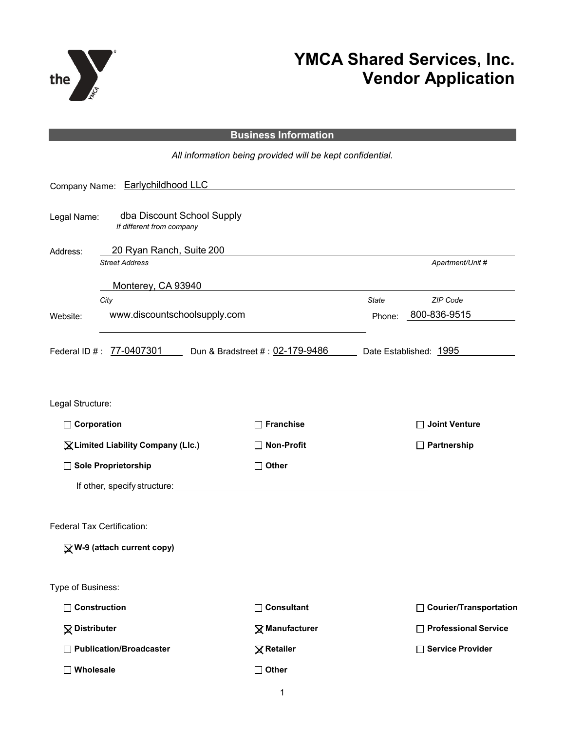# YMCA Shared Services, Inc.
# Vendor Application

## Business Information

*All information being provided will be kept confidential.*

Company Name: Earlychildhood LLC

Legal Name: dba Discount School Supply
*If different from company*

Address: 20 Ran Ranch, Suite 200
*Street Address* *Apartment/Unit #*

Monterey, CA 93940
*City* *State* *ZIP Code*

Website: www.discountschoolsupply.com Phone: 800-836-9515

Federal ID # : 77-0407301 Dun & Bradstreet # : 02-179-9486 Date Established: 1995

Legal Structure:

- ☐ **Corporation**
- ☐ **Franchise**
- ☐ **Joint Venture**
- ☒ **Limited Liability Company (Llc.)**
- ☐ **Non-Profit**
- ☐ **Partnership**
- ☐ **Sole Proprietorship**
- ☐ **Other**

If other, specify structure: \_\_\_\_\_\_\_\_\_\_\_\_\_\_\_\_\_\_\_\_

Federal Tax Certification:

- ☒ **W-9 (attach current copy)**

Type of Business:

- ☐ **Construction**
- ☐ **Consultant**
- ☐ **Courier/Transportation**
- ☒ **Distributer**
- ☒ **Manufacturer**
- ☐ **Professional Service**
- ☐ **Publication/Broadcaster**
- ☒ **Retailer**
- ☐ **Service Provider**
- ☐ **Wholesale**
- ☐ **Other**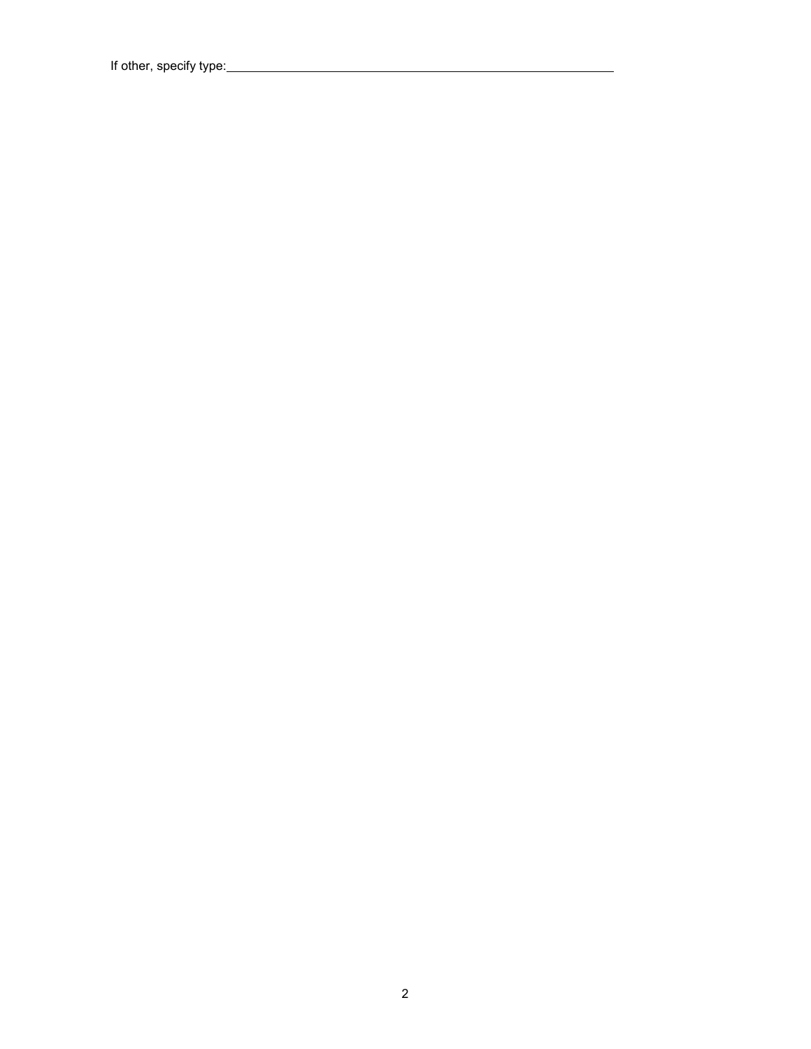If other, specify type:\_\_\_\_\_\_\_\_\_\_\_\_\_\_\_\_\_\_\_\_\_\_\_\_\_\_\_\_\_\_\_\_\_\_\_\_\_\_\_\_\_\_\_\_\_\_\_\_\_\_\_\_\_\_\_\_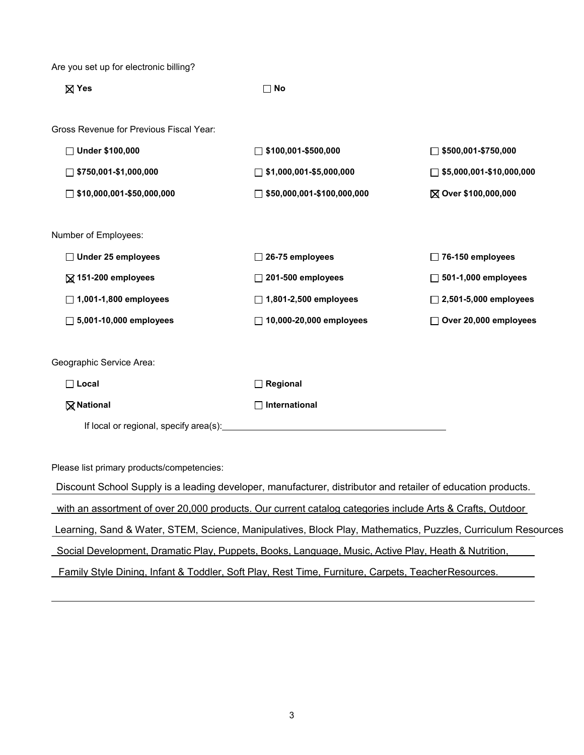Are you set up for electronic billing?

☒ **Yes** ☐ **No**

Gross Revenue for Previous Fiscal Year:

| | | |
|---|---|---|
| ☐ **Under $100,000** | ☐ **$100,001-$500,000** | ☐ **$500,001-$750,000** |
| ☐ **$750,001-$1,000,000** | ☐ **$1,000,001-$5,000,000** | ☐ **$5,000,001-$10,000,000** |
| ☐ **$10,000,001-$50,000,000** | ☐ **$50,000,001-$100,000,000** | ☒ **Over $100,000,000** |

Number of Employees:

| | | |
|---|---|---|
| ☐ **Under 25 employees** | ☐ **26-75 employees** | ☐ **76-150 employees** |
| ☒ **151-200 employees** | ☐ **201-500 employees** | ☐ **501-1,000 employees** |
| ☐ **1,001-1,800 employees** | ☐ **1,801-2,500 employees** | ☐ **2,501-5,000 employees** |
| ☐ **5,001-10,000 employees** | ☐ **10,000-20,000 employees** | ☐ **Over 20,000 employees** |

Geographic Service Area:

| | |
|---|---|
| ☐ **Local** | ☐ **Regional** |
| ☒ **National** | ☐ **International** |

If local or regional, specify area(s): ____________________

Please list primary products/competencies:

Discount School Supply is a leading developer, manufacturer, distributor and retailer of education products. with an assortment of over 20,000 products. Our current catalog categories include Arts & Crafts, Outdoor Learning, Sand & Water, STEM, Science, Manipulatives, Block Play, Mathematics, Puzzles, Curriculum Resources Social Development, Dramatic Play, Puppets, Books, Language, Music, Active Play, Heath & Nutrition, Family Style Dining, Infant & Toddler, Soft Play, Rest Time, Furniture, Carpets, TeacherResources.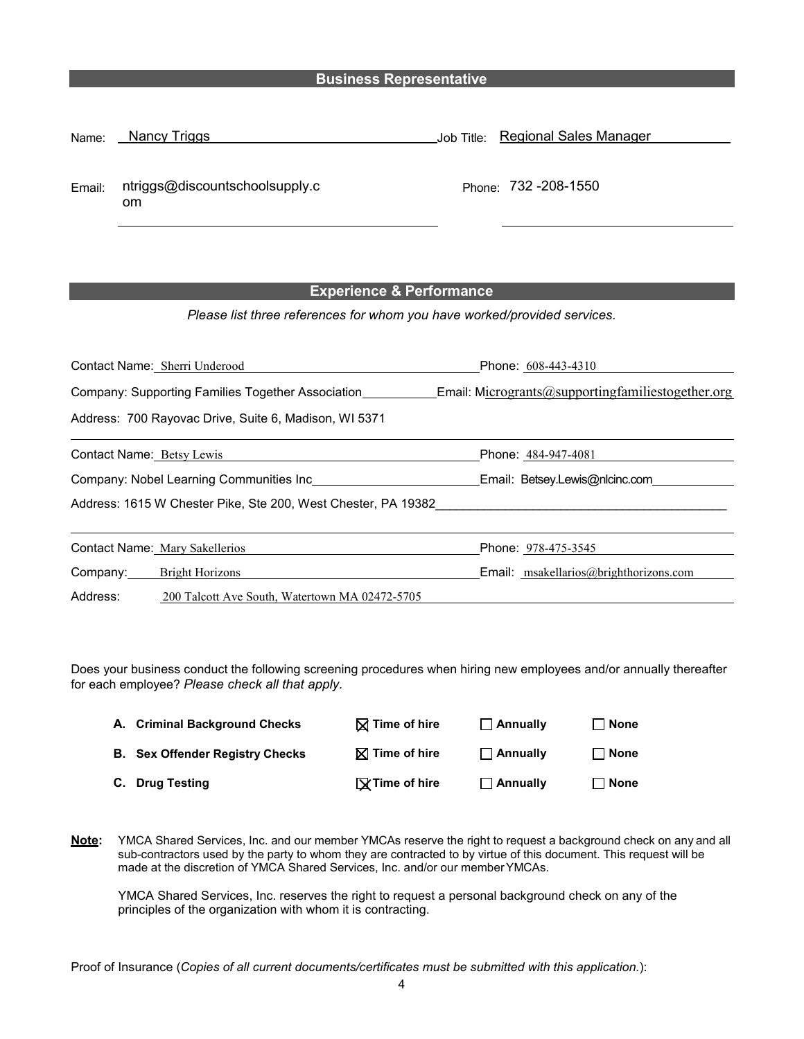## Business Representative

Name: Nancy Triggs  Job Title: Regional Sales Manager

Email: ntriggs@discountschoolsupply.com  Phone: 732 -208-1550

## Experience & Performance

*Please list three references for whom you have worked/provided services.*

Contact Name: Sherri Underood  Phone: 608-443-4310

Company: Supporting Families Together Association  Email: Microgrants@supportingfamiliestogether.org

Address: 700 Rayovac Drive, Suite 6, Madison, WI 5371

---

Contact Name: Betsy Lewis  Phone: 484-947-4081

Company: Nobel Learning Communities Inc  Email: Betsey.Lewis@nlcinc.com

Address: 1615 W Chester Pike, Ste 200, West Chester, PA 19382

---

Contact Name: Mary Sakellerios  Phone: 978-475-3545

Company: Bright Horizons  Email: msakellarios@brighthorizons.com

Address: 200 Talcott Ave South, Watertown MA 02472-5705

Does your business conduct the following screening procedures when hiring new employees and/or annually thereafter for each employee? *Please check all that apply.*

| | | | |
|---|---|---|---|
| **A. Criminal Background Checks** | ☒ **Time of hire** | ☐ **Annually** | ☐ **None** |
| **B. Sex Offender Registry Checks** | ☒ **Time of hire** | ☐ **Annually** | ☐ **None** |
| **C. Drug Testing** | ☒ **Time of hire** | ☐ **Annually** | ☐ **None** |

**Note:** YMCA Shared Services, Inc. and our member YMCAs reserve the right to request a background check on any and all sub-contractors used by the party to whom they are contracted to by virtue of this document. This request will be made at the discretion of YMCA Shared Services, Inc. and/or our member YMCAs.

YMCA Shared Services, Inc. reserves the right to request a personal background check on any of the principles of the organization with whom it is contracting.

Proof of Insurance (*Copies of all current documents/certificates must be submitted with this application.*):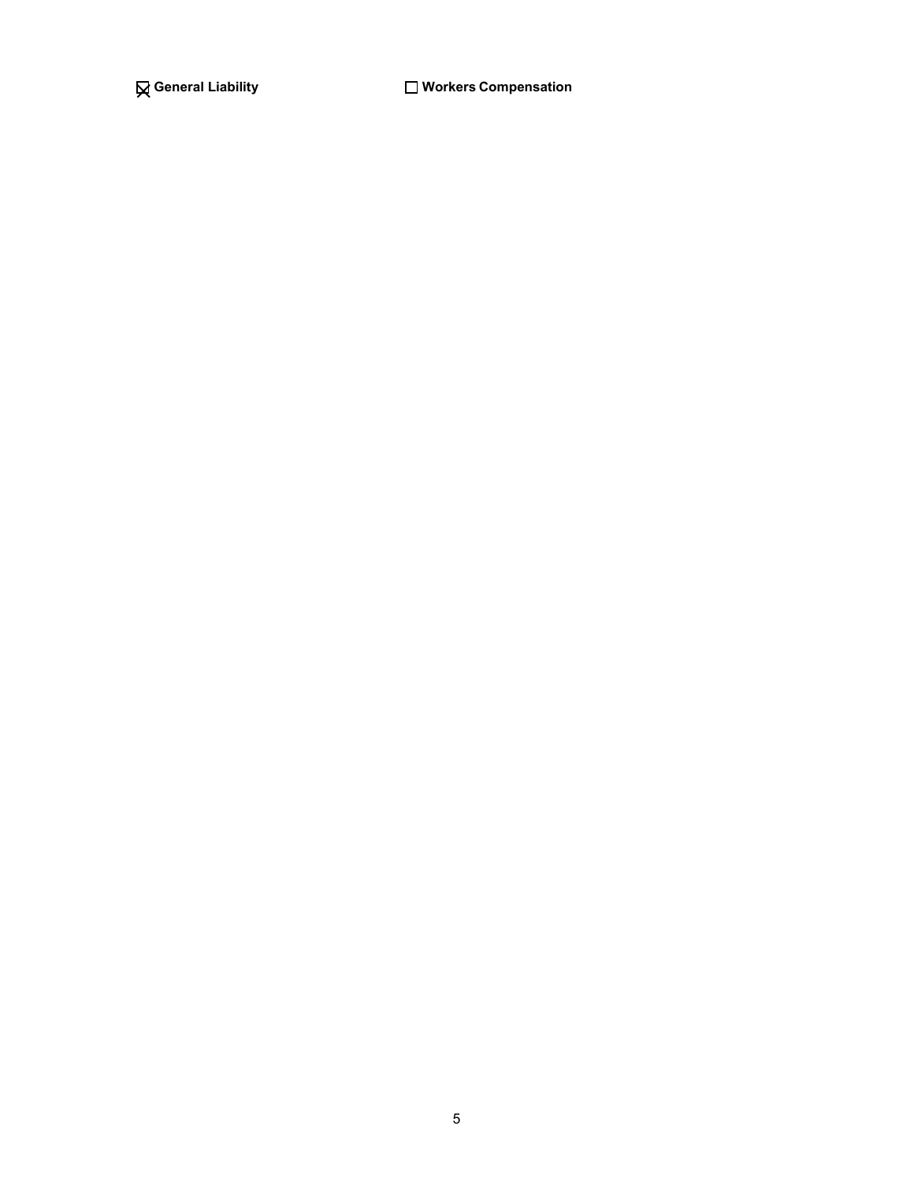☒ **General Liability** ☐ **Workers Compensation**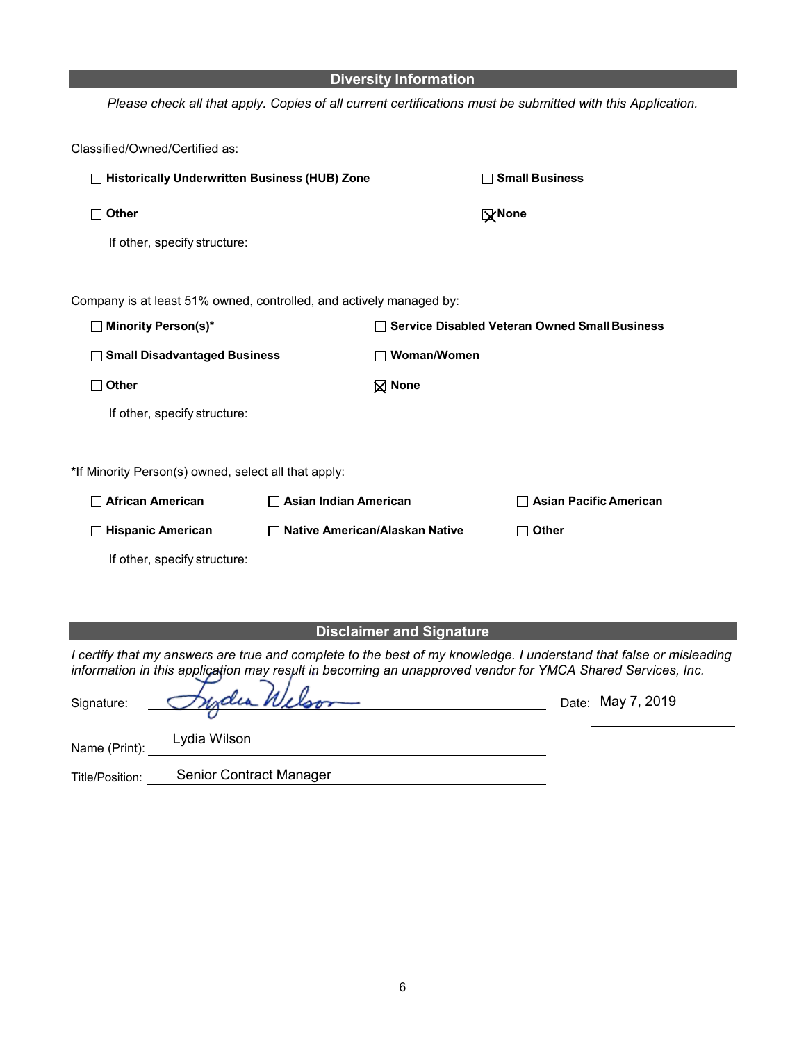## Diversity Information

*Please check all that apply. Copies of all current certifications must be submitted with this Application.*

Classified/Owned/Certified as:

- ☐ **Historically Underwritten Business (HUB) Zone**
- ☐ **Small Business**
- ☐ **Other**
- ☒ **None**

If other, specify structure: \_\_\_\_\_\_\_\_\_\_\_\_\_\_\_\_\_\_\_\_

Company is at least 51% owned, controlled, and actively managed by:

- ☐ **Minority Person(s)***
- ☐ **Service Disabled Veteran Owned Small Business**
- ☐ **Small Disadvantaged Business**
- ☐ **Woman/Women**
- ☐ **Other**
- ☒ **None**

If other, specify structure: \_\_\_\_\_\_\_\_\_\_\_\_\_\_\_\_\_\_\_\_

***If Minority Person(s) owned, select all that apply:**

- ☐ **African American**
- ☐ **Asian Indian American**
- ☐ **Asian Pacific American**
- ☐ **Hispanic American**
- ☐ **Native American/Alaskan Native**
- ☐ **Other**

If other, specify structure: \_\_\_\_\_\_\_\_\_\_\_\_\_\_\_\_\_\_\_\_

## Disclaimer and Signature

*I certify that my answers are true and complete to the best of my knowledge. I understand that false or misleading information in this application may result in becoming an unapproved vendor for YMCA Shared Services, Inc.*

Signature: Lydia Wilson

Date: May 7, 2019

Name (Print): Lydia Wilson

Title/Position: Senior Contract Manager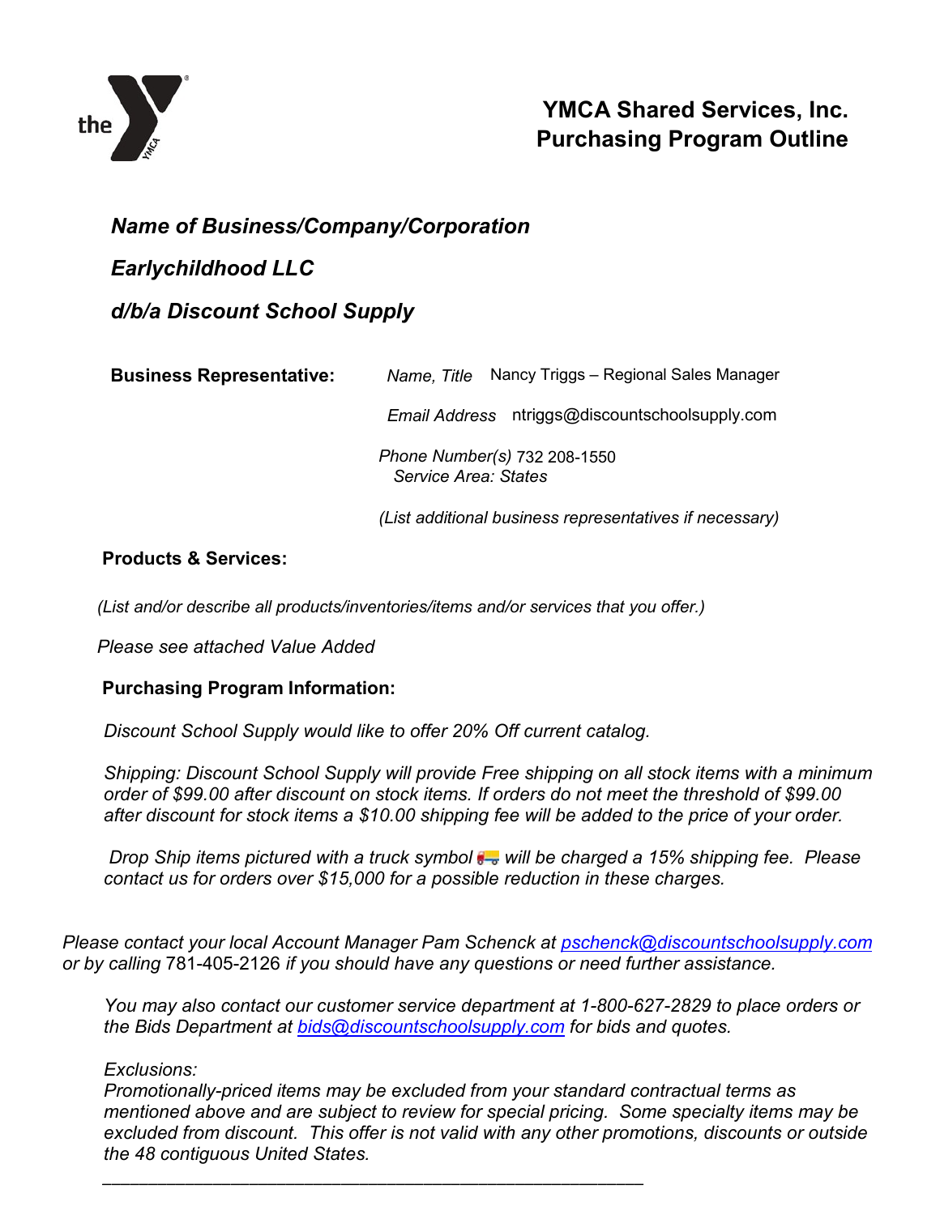# YMCA Shared Services, Inc.
# Purchasing Program Outline

***Name of Business/Company/Corporation***

***Earlychildhood LLC***

***d/b/a Discount School Supply***

**Business Representative:** *Name, Title* Nancy Triggs – Regional Sales Manager

*Email Address* ntriggs@discountschoolsupply.com

*Phone Number(s)* 732 208-1550
*Service Area: States*

*(List additional business representatives if necessary)*

**Products & Services:**

*(List and/or describe all products/inventories/items and/or services that you offer.)*

*Please see attached Value Added*

**Purchasing Program Information:**

*Discount School Supply would like to offer 20% Off current catalog.*

*Shipping: Discount School Supply will provide Free shipping on all stock items with a minimum order of $99.00 after discount on stock items. If orders do not meet the threshold of $99.00 after discount for stock items a $10.00 shipping fee will be added to the price of your order.*

*Drop Ship items pictured with a truck symbol will be charged a 15% shipping fee. Please contact us for orders over $15,000 for a possible reduction in these charges.*

*Please contact your local Account Manager Pam Schenck at pschenck@discountschoolsupply.com or by calling* 781-405-2126 *if you should have any questions or need further assistance.*

*You may also contact our customer service department at 1-800-627-2829 to place orders or the Bids Department at bids@discountschoolsupply.com for bids and quotes.*

*Exclusions:*
*Promotionally-priced items may be excluded from your standard contractual terms as mentioned above and are subject to review for special pricing. Some specialty items may be excluded from discount. This offer is not valid with any other promotions, discounts or outside the 48 contiguous United States.*

---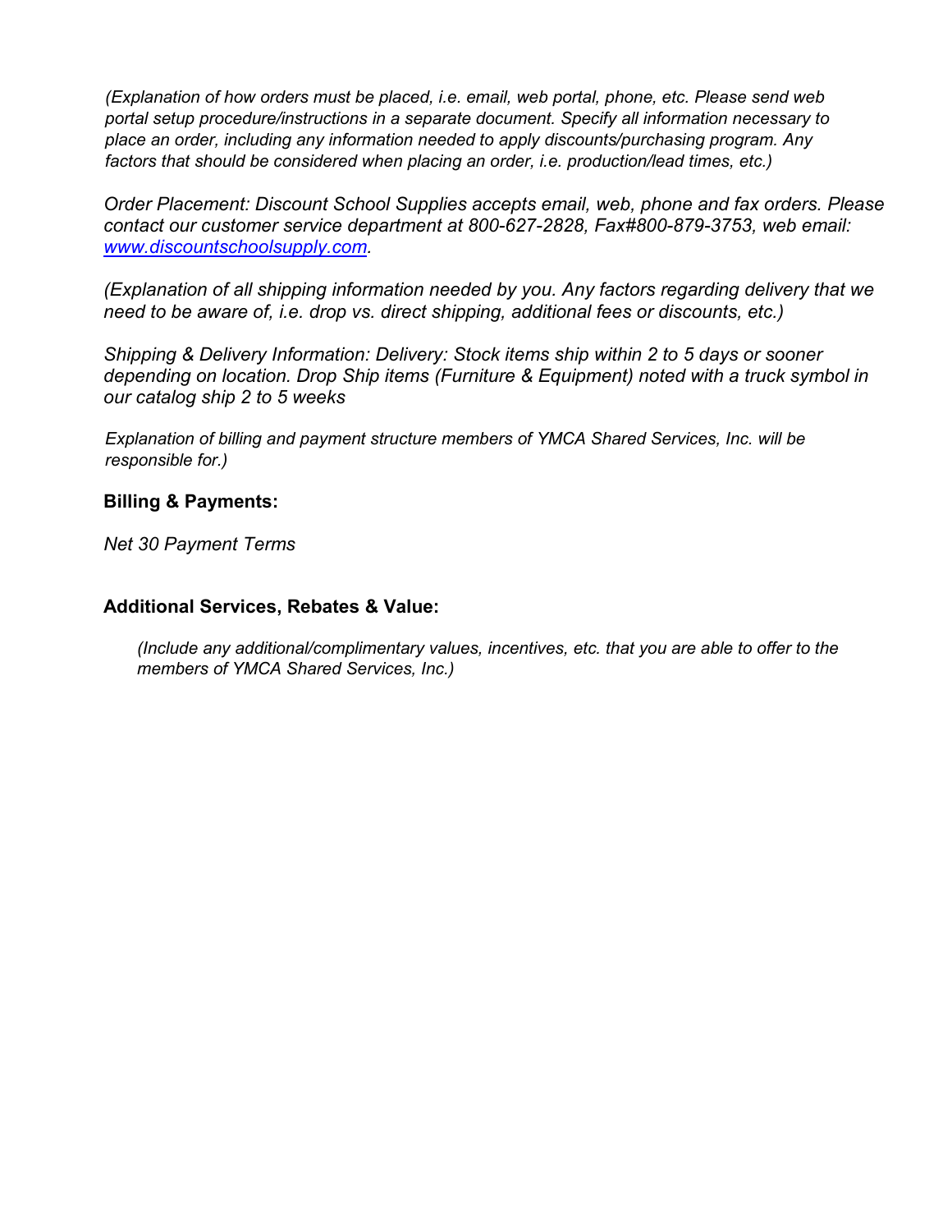*(Explanation of how orders must be placed, i.e. email, web portal, phone, etc. Please send web portal setup procedure/instructions in a separate document. Specify all information necessary to place an order, including any information needed to apply discounts/purchasing program. Any factors that should be considered when placing an order, i.e. production/lead times, etc.)*

*Order Placement: Discount School Supplies accepts email, web, phone and fax orders. Please contact our customer service department at 800-627-2828, Fax#800-879-3753, web email: www.discountschoolsupply.com.*

*(Explanation of all shipping information needed by you. Any factors regarding delivery that we need to be aware of, i.e. drop vs. direct shipping, additional fees or discounts, etc.)*

*Shipping & Delivery Information: Delivery: Stock items ship within 2 to 5 days or sooner depending on location. Drop Ship items (Furniture & Equipment) noted with a truck symbol in our catalog ship 2 to 5 weeks*

*Explanation of billing and payment structure members of YMCA Shared Services, Inc. will be responsible for.)*

**Billing & Payments:**

*Net 30 Payment Terms*

**Additional Services, Rebates & Value:**

*(Include any additional/complimentary values, incentives, etc. that you are able to offer to the members of YMCA Shared Services, Inc.)*